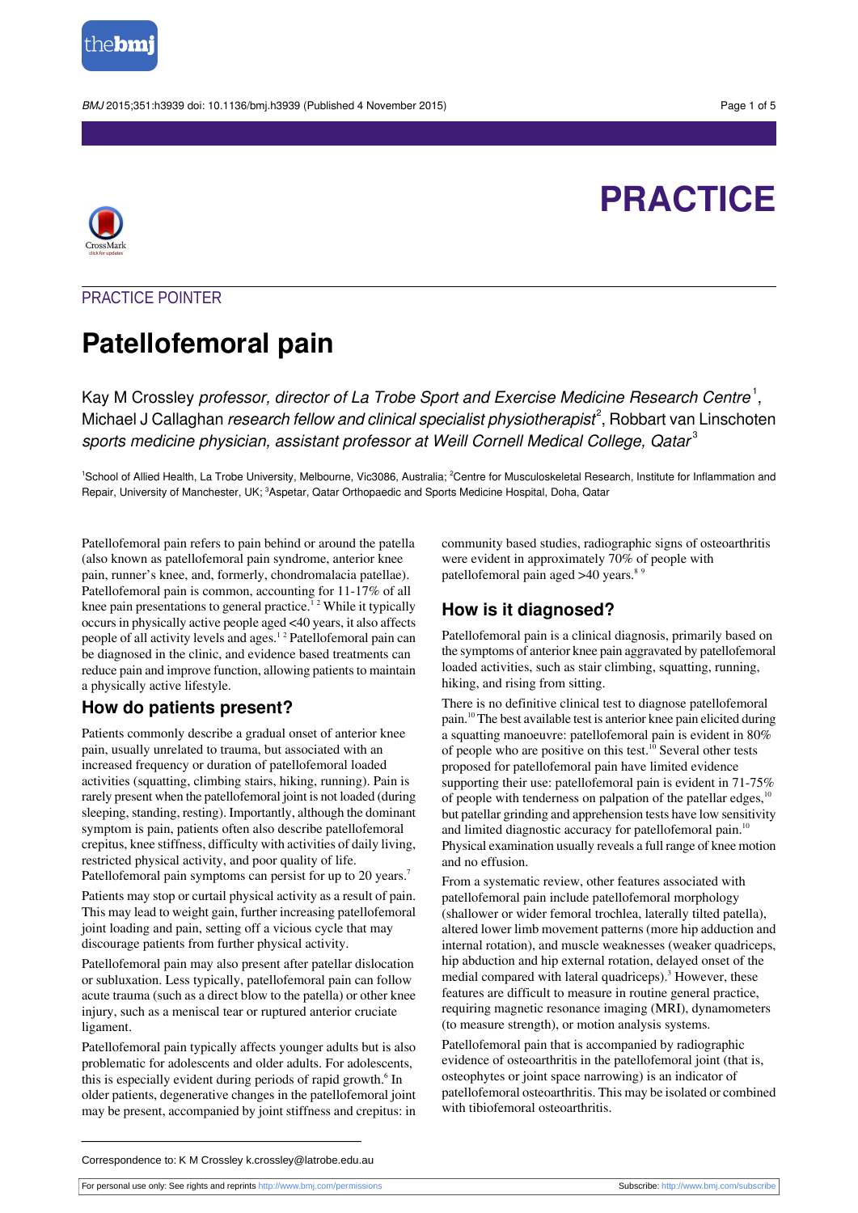# PRACTICE

## PRACTICE POINTER

# Patellofemoral pain

Kay M Crossley *professor, director of La Trobe Sport and Exercise Medicine Research Centre*[1], Michael J Callaghan *research fellow and clinical specialist physiotherapist*[2], Robbart van Linschoten *sports medicine physician, assistant professor at Weill Cornell Medical College, Qatar*[3]

[1]School of Allied Health, La Trobe University, Melbourne, Vic3086, Australia; [2]Centre for Musculoskeletal Research, Institute for Inflammation and Repair, University of Manchester, UK; [3]Aspetar, Qatar Orthopaedic and Sports Medicine Hospital, Doha, Qatar

Patellofemoral pain refers to pain behind or around the patella (also known as patellofemoral pain syndrome, anterior knee pain, runner's knee, and, formerly, chondromalacia patellae). Patellofemoral pain is common, accounting for 11-17% of all knee pain presentations to general practice.[1,2] While it typically occurs in physically active people aged <40 years, it also affects people of all activity levels and ages.[1,2] Patellofemoral pain can be diagnosed in the clinic, and evidence based treatments can reduce pain and improve function, allowing patients to maintain a physically active lifestyle.

## How do patients present?

Patients commonly describe a gradual onset of anterior knee pain, usually unrelated to trauma, but associated with an increased frequency or duration of patellofemoral loaded activities (squatting, climbing stairs, hiking, running). Pain is rarely present when the patellofemoral joint is not loaded (during sleeping, standing, resting). Importantly, although the dominant symptom is pain, patients often also describe patellofemoral crepitus, knee stiffness, difficulty with activities of daily living, restricted physical activity, and poor quality of life. Patellofemoral pain symptoms can persist for up to 20 years.[7]

Patients may stop or curtail physical activity as a result of pain. This may lead to weight gain, further increasing patellofemoral joint loading and pain, setting off a vicious cycle that may discourage patients from further physical activity.

Patellofemoral pain may also present after patellar dislocation or subluxation. Less typically, patellofemoral pain can follow acute trauma (such as a direct blow to the patella) or other knee injury, such as a meniscal tear or ruptured anterior cruciate ligament.

Patellofemoral pain typically affects younger adults but is also problematic for adolescents and older adults. For adolescents, this is especially evident during periods of rapid growth.[6] In older patients, degenerative changes in the patellofemoral joint may be present, accompanied by joint stiffness and crepitus: in community based studies, radiographic signs of osteoarthritis were evident in approximately 70% of people with patellofemoral pain aged >40 years.[8,9]

## How is it diagnosed?

Patellofemoral pain is a clinical diagnosis, primarily based on the symptoms of anterior knee pain aggravated by patellofemoral loaded activities, such as stair climbing, squatting, running, hiking, and rising from sitting.

There is no definitive clinical test to diagnose patellofemoral pain.[10] The best available test is anterior knee pain elicited during a squatting manoeuvre: patellofemoral pain is evident in 80% of people who are positive on this test.[10] Several other tests proposed for patellofemoral pain have limited evidence supporting their use: patellofemoral pain is evident in 71-75% of people with tenderness on palpation of the patellar edges,[10] but patellar grinding and apprehension tests have low sensitivity and limited diagnostic accuracy for patellofemoral pain.[10] Physical examination usually reveals a full range of knee motion and no effusion.

From a systematic review, other features associated with patellofemoral pain include patellofemoral morphology (shallower or wider femoral trochlea, laterally tilted patella), altered lower limb movement patterns (more hip adduction and internal rotation), and muscle weaknesses (weaker quadriceps, hip abduction and hip external rotation, delayed onset of the medial compared with lateral quadriceps).[3] However, these features are difficult to measure in routine general practice, requiring magnetic resonance imaging (MRI), dynamometers (to measure strength), or motion analysis systems.

Patellofemoral pain that is accompanied by radiographic evidence of osteoarthritis in the patellofemoral joint (that is, osteophytes or joint space narrowing) is an indicator of patellofemoral osteoarthritis. This may be isolated or combined with tibiofemoral osteoarthritis.

Correspondence to: K M Crossley k.crossley@latrobe.edu.au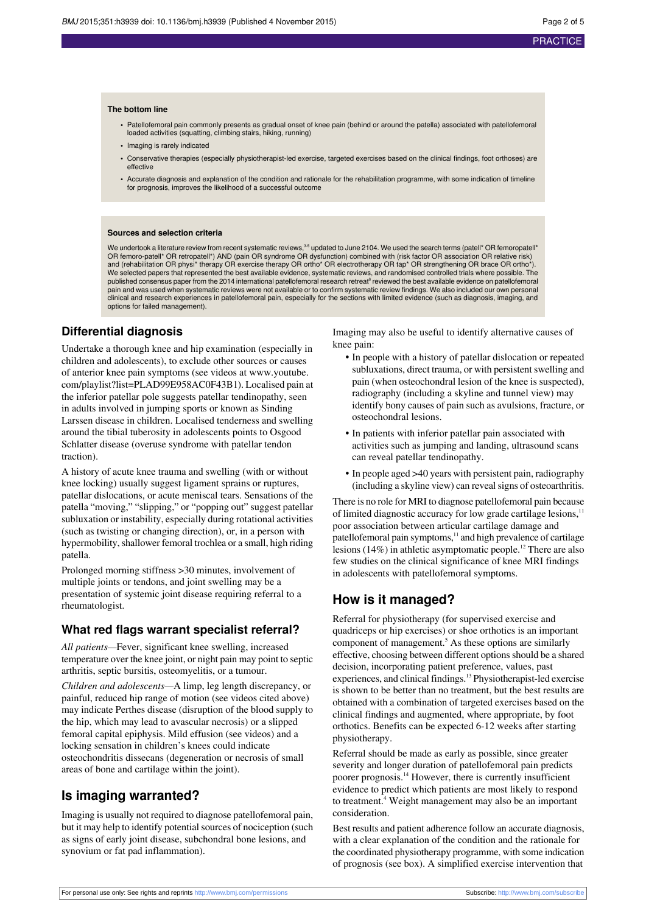### The bottom line

- Patellofemoral pain commonly presents as gradual onset of knee pain (behind or around the patella) associated with patellofemoral loaded activities (squatting, climbing stairs, hiking, running)
- Imaging is rarely indicated
- Conservative therapies (especially physiotherapist-led exercise, targeted exercises based on the clinical findings, foot orthoses) are effective
- Accurate diagnosis and explanation of the condition and rationale for the rehabilitation programme, with some indication of timeline for prognosis, improves the likelihood of a successful outcome

### Sources and selection criteria

We undertook a literature review from recent systematic reviews,[3-5] updated to June 2104. We used the search terms (patell* OR femoropatell* OR femoro-patell* OR retropatell*) AND (pain OR syndrome OR dysfunction) combined with (risk factor OR association OR relative risk) and (rehabilitation OR physi* therapy OR exercise therapy OR ortho* OR electrotherapy OR tap* OR strengthening OR brace OR ortho*). We selected papers that represented the best available evidence, systematic reviews, and randomised controlled trials where possible. The published consensus paper from the 2014 international patellofemoral research retreat[6] reviewed the best available evidence on patellofemoral pain and was used when systematic reviews were not available or to confirm systematic review findings. We also included our own personal clinical and research experiences in patellofemoral pain, especially for the sections with limited evidence (such as diagnosis, imaging, and options for failed management).

## Differential diagnosis

Undertake a thorough knee and hip examination (especially in children and adolescents), to exclude other sources or causes of anterior knee pain symptoms (see videos at www.youtube.com/playlist?list=PLAD99E958AC0F43B1). Localised pain at the inferior patellar pole suggests patellar tendinopathy, seen in adults involved in jumping sports or known as Sinding Larssen disease in children. Localised tenderness and swelling around the tibial tuberosity in adolescents points to Osgood Schlatter disease (overuse syndrome with patellar tendon traction).

A history of acute knee trauma and swelling (with or without knee locking) usually suggest ligament sprains or ruptures, patellar dislocations, or acute meniscal tears. Sensations of the patella "moving," "slipping," or "popping out" suggest patellar subluxation or instability, especially during rotational activities (such as twisting or changing direction), or, in a person with hypermobility, shallower femoral trochlea or a small, high riding patella.

Prolonged morning stiffness >30 minutes, involvement of multiple joints or tendons, and joint swelling may be a presentation of systemic joint disease requiring referral to a rheumatologist.

## What red flags warrant specialist referral?

*All patients*—Fever, significant knee swelling, increased temperature over the knee joint, or night pain may point to septic arthritis, septic bursitis, osteomyelitis, or a tumour.

*Children and adolescents*—A limp, leg length discrepancy, or painful, reduced hip range of motion (see videos cited above) may indicate Perthes disease (disruption of the blood supply to the hip, which may lead to avascular necrosis) or a slipped femoral capital epiphysis. Mild effusion (see videos) and a locking sensation in children's knees could indicate osteochondritis dissecans (degeneration or necrosis of small areas of bone and cartilage within the joint).

## Is imaging warranted?

Imaging is usually not required to diagnose patellofemoral pain, but it may help to identify potential sources of nociception (such as signs of early joint disease, subchondral bone lesions, and synovium or fat pad inflammation).

Imaging may also be useful to identify alternative causes of knee pain:

- In people with a history of patellar dislocation or repeated subluxations, direct trauma, or with persistent swelling and pain (when osteochondral lesion of the knee is suspected), radiography (including a skyline and tunnel view) may identify bony causes of pain such as avulsions, fracture, or osteochondral lesions.
- In patients with inferior patellar pain associated with activities such as jumping and landing, ultrasound scans can reveal patellar tendinopathy.
- In people aged >40 years with persistent pain, radiography (including a skyline view) can reveal signs of osteoarthritis.

There is no role for MRI to diagnose patellofemoral pain because of limited diagnostic accuracy for low grade cartilage lesions,[11] poor association between articular cartilage damage and patellofemoral pain symptoms,[11] and high prevalence of cartilage lesions (14%) in athletic asymptomatic people.[12] There are also few studies on the clinical significance of knee MRI findings in adolescents with patellofemoral symptoms.

## How is it managed?

Referral for physiotherapy (for supervised exercise and quadriceps or hip exercises) or shoe orthotics is an important component of management.[5] As these options are similarly effective, choosing between different options should be a shared decision, incorporating patient preference, values, past experiences, and clinical findings.[13] Physiotherapist-led exercise is shown to be better than no treatment, but the best results are obtained with a combination of targeted exercises based on the clinical findings and augmented, where appropriate, by foot orthotics. Benefits can be expected 6-12 weeks after starting physiotherapy.

Referral should be made as early as possible, since greater severity and longer duration of patellofemoral pain predicts poorer prognosis.[14] However, there is currently insufficient evidence to predict which patients are most likely to respond to treatment.[4] Weight management may also be an important consideration.

Best results and patient adherence follow an accurate diagnosis, with a clear explanation of the condition and the rationale for the coordinated physiotherapy programme, with some indication of prognosis (see box). A simplified exercise intervention that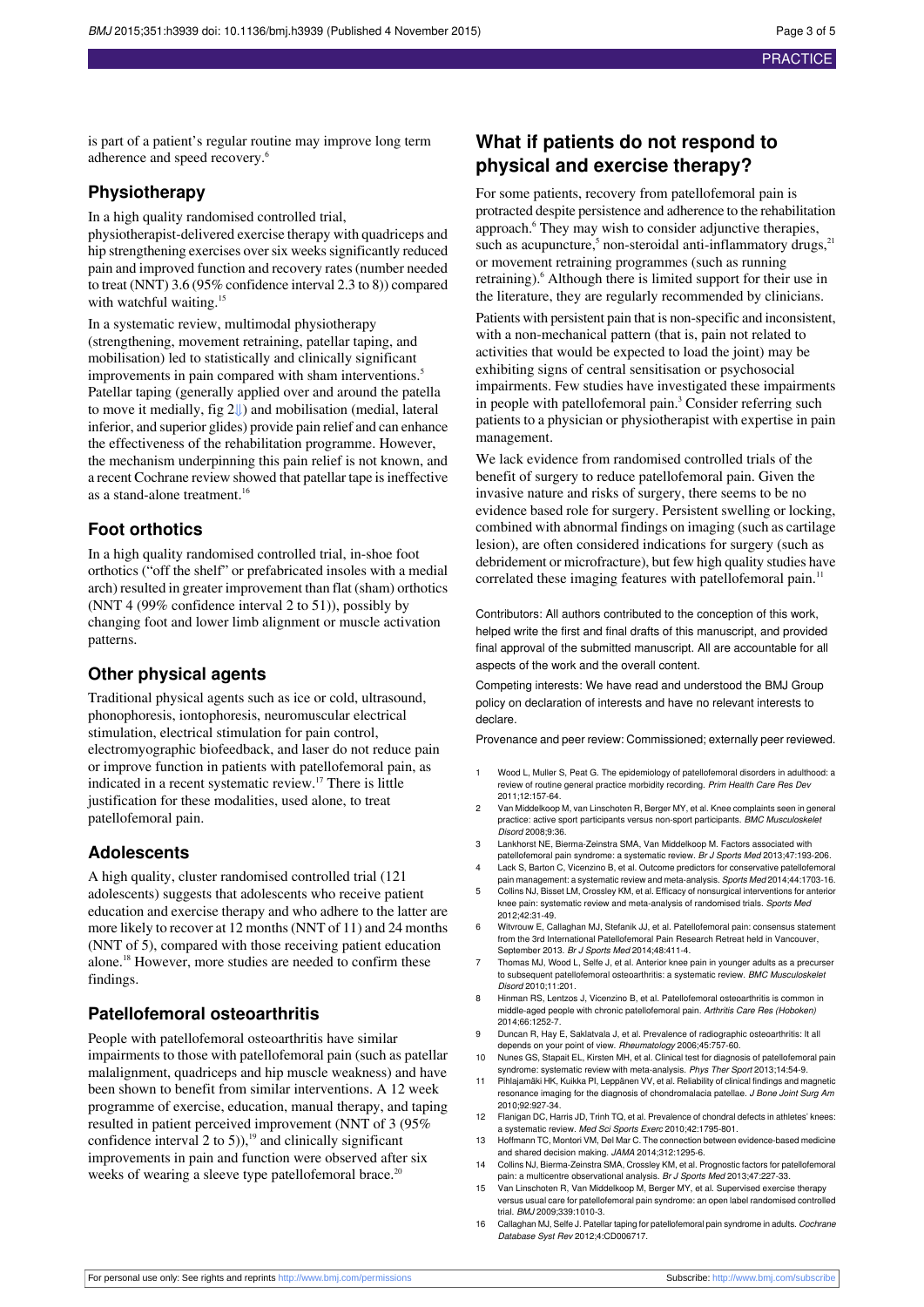is part of a patient's regular routine may improve long term adherence and speed recovery.[6]

## Physiotherapy

In a high quality randomised controlled trial, physiotherapist-delivered exercise therapy with quadriceps and hip strengthening exercises over six weeks significantly reduced pain and improved function and recovery rates (number needed to treat (NNT) 3.6 (95% confidence interval 2.3 to 8)) compared with watchful waiting.[15]

In a systematic review, multimodal physiotherapy (strengthening, movement retraining, patellar taping, and mobilisation) led to statistically and clinically significant improvements in pain compared with sham interventions.[5] Patellar taping (generally applied over and around the patella to move it medially, fig 2⇓) and mobilisation (medial, lateral inferior, and superior glides) provide pain relief and can enhance the effectiveness of the rehabilitation programme. However, the mechanism underpinning this pain relief is not known, and a recent Cochrane review showed that patellar tape is ineffective as a stand-alone treatment.[16]

## Foot orthotics

In a high quality randomised controlled trial, in-shoe foot orthotics ("off the shelf" or prefabricated insoles with a medial arch) resulted in greater improvement than flat (sham) orthotics (NNT 4 (99% confidence interval 2 to 51)), possibly by changing foot and lower limb alignment or muscle activation patterns.

## Other physical agents

Traditional physical agents such as ice or cold, ultrasound, phonophoresis, iontophoresis, neuromuscular electrical stimulation, electrical stimulation for pain control, electromyographic biofeedback, and laser do not reduce pain or improve function in patients with patellofemoral pain, as indicated in a recent systematic review.[17] There is little justification for these modalities, used alone, to treat patellofemoral pain.

## Adolescents

A high quality, cluster randomised controlled trial (121 adolescents) suggests that adolescents who receive patient education and exercise therapy and who adhere to the latter are more likely to recover at 12 months (NNT of 11) and 24 months (NNT of 5), compared with those receiving patient education alone.[18] However, more studies are needed to confirm these findings.

## Patellofemoral osteoarthritis

People with patellofemoral osteoarthritis have similar impairments to those with patellofemoral pain (such as patellar malalignment, quadriceps and hip muscle weakness) and have been shown to benefit from similar interventions. A 12 week programme of exercise, education, manual therapy, and taping resulted in patient perceived improvement (NNT of 3 (95% confidence interval 2 to 5)),[19] and clinically significant improvements in pain and function were observed after six weeks of wearing a sleeve type patellofemoral brace.[20]

## What if patients do not respond to physical and exercise therapy?

For some patients, recovery from patellofemoral pain is protracted despite persistence and adherence to the rehabilitation approach.[6] They may wish to consider adjunctive therapies, such as acupuncture,[5] non-steroidal anti-inflammatory drugs,[21] or movement retraining programmes (such as running retraining).[6] Although there is limited support for their use in the literature, they are regularly recommended by clinicians.

Patients with persistent pain that is non-specific and inconsistent, with a non-mechanical pattern (that is, pain not related to activities that would be expected to load the joint) may be exhibiting signs of central sensitisation or psychosocial impairments. Few studies have investigated these impairments in people with patellofemoral pain.[3] Consider referring such patients to a physician or physiotherapist with expertise in pain management.

We lack evidence from randomised controlled trials of the benefit of surgery to reduce patellofemoral pain. Given the invasive nature and risks of surgery, there seems to be no evidence based role for surgery. Persistent swelling or locking, combined with abnormal findings on imaging (such as cartilage lesion), are often considered indications for surgery (such as debridement or microfracture), but few high quality studies have correlated these imaging features with patellofemoral pain.[11]

Contributors: All authors contributed to the conception of this work, helped write the first and final drafts of this manuscript, and provided final approval of the submitted manuscript. All are accountable for all aspects of the work and the overall content.

Competing interests: We have read and understood the BMJ Group policy on declaration of interests and have no relevant interests to declare.

Provenance and peer review: Commissioned; externally peer reviewed.

1. Wood L, Muller S, Peat G. The epidemiology of patellofemoral disorders in adulthood: a review of routine general practice morbidity recording. *Prim Health Care Res Dev* 2011;12:157-64.
2. Van Middelkoop M, van Linschoten R, Berger MY, et al. Knee complaints seen in general practice: active sport participants versus non-sport participants. *BMC Musculoskelet Disord* 2008;9:36.
3. Lankhorst NE, Bierma-Zeinstra SMA, Van Middelkoop M. Factors associated with patellofemoral pain syndrome: a systematic review. *Br J Sports Med* 2013;47:193-206.
4. Lack S, Barton C, Vicenzino B, et al. Outcome predictors for conservative patellofemoral pain management: a systematic review and meta-analysis. *Sports Med* 2014;44:1703-16.
5. Collins NJ, Bisset LM, Crossley KM, et al. Efficacy of nonsurgical interventions for anterior knee pain: systematic review and meta-analysis of randomised trials. *Sports Med* 2012;42:31-49.
6. Witvrouw E, Callaghan MJ, Stefanik JJ, et al. Patellofemoral pain: consensus statement from the 3rd International Patellofemoral Pain Research Retreat held in Vancouver, September 2013. *Br J Sports Med* 2014;48:411-4.
7. Thomas MJ, Wood L, Selfe J, et al. Anterior knee pain in younger adults as a precursor to subsequent patellofemoral osteoarthritis: a systematic review. *BMC Musculoskelet Disord* 2010;11:201.
8. Hinman RS, Lentzos J, Vicenzino B, et al. Patellofemoral osteoarthritis is common in middle-aged people with chronic patellofemoral pain. *Arthritis Care Res (Hoboken)* 2014;66:1252-7.
9. Duncan R, Hay E, Saklatvala J, et al. Prevalence of radiographic osteoarthritis: It all depends on your point of view. *Rheumatology* 2006;45:757-60.
10. Nunes GS, Stapait EL, Kirsten MH, et al. Clinical test for diagnosis of patellofemoral pain syndrome: systematic review with meta-analysis. *Phys Ther Sport* 2013;14:54-9.
11. Pihlajamäki HK, Kuikka PI, Leppänen VV, et al. Reliability of clinical findings and magnetic resonance imaging for the diagnosis of chondromalacia patellae. *J Bone Joint Surg Am* 2010;92:927-34.
12. Flanigan DC, Harris JD, Trinh TQ, et al. Prevalence of chondral defects in athletes' knees: a systematic review. *Med Sci Sports Exerc* 2010;42:1795-801.
13. Hoffmann TC, Montori VM, Del Mar C. The connection between evidence-based medicine and shared decision making. *JAMA* 2014;312:1295-6.
14. Collins NJ, Bierma-Zeinstra SMA, Crossley KM, et al. Prognostic factors for patellofemoral pain: a multicentre observational analysis. *Br J Sports Med* 2013;47:227-33.
15. Van Linschoten R, Van Middelkoop M, Berger MY, et al. Supervised exercise therapy versus usual care for patellofemoral pain syndrome: an open label randomised controlled trial. *BMJ* 2009;339:1010-3.
16. Callaghan MJ, Selfe J. Patellar taping for patellofemoral pain syndrome in adults. *Cochrane Database Syst Rev* 2012;4:CD006717.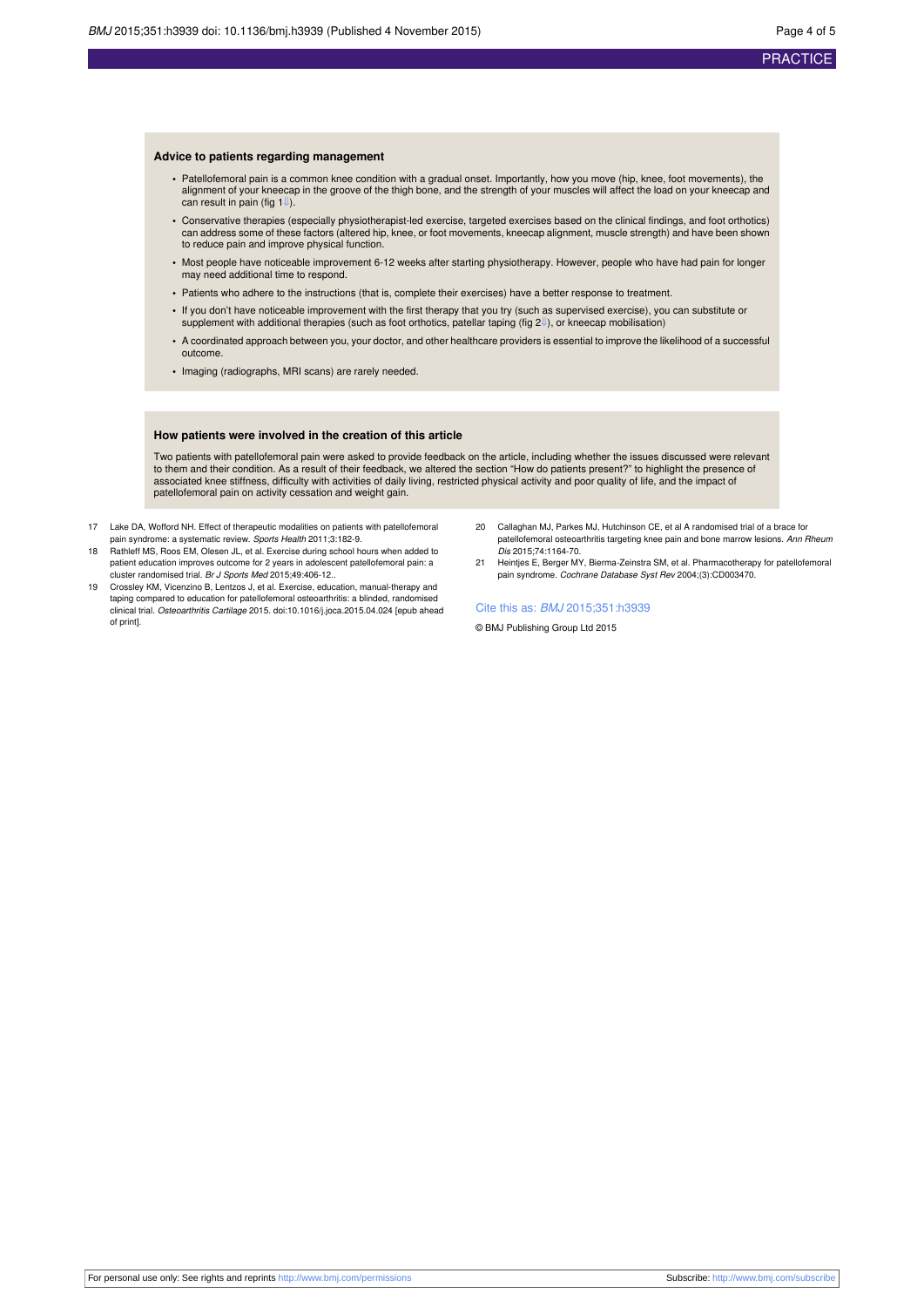### Advice to patients regarding management

- Patellofemoral pain is a common knee condition with a gradual onset. Importantly, how you move (hip, knee, foot movements), the alignment of your kneecap in the groove of the thigh bone, and the strength of your muscles will affect the load on your kneecap and can result in pain (fig 1).
- Conservative therapies (especially physiotherapist-led exercise, targeted exercises based on the clinical findings, and foot orthotics) can address some of these factors (altered hip, knee, or foot movements, kneecap alignment, muscle strength) and have been shown to reduce pain and improve physical function.
- Most people have noticeable improvement 6-12 weeks after starting physiotherapy. However, people who have had pain for longer may need additional time to respond.
- Patients who adhere to the instructions (that is, complete their exercises) have a better response to treatment.
- If you don't have noticeable improvement with the first therapy that you try (such as supervised exercise), you can substitute or supplement with additional therapies (such as foot orthotics, patellar taping (fig 2), or kneecap mobilisation)
- A coordinated approach between you, your doctor, and other healthcare providers is essential to improve the likelihood of a successful outcome.
- Imaging (radiographs, MRI scans) are rarely needed.

### How patients were involved in the creation of this article

Two patients with patellofemoral pain were asked to provide feedback on the article, including whether the issues discussed were relevant to them and their condition. As a result of their feedback, we altered the section "How do patients present?" to highlight the presence of associated knee stiffness, difficulty with activities of daily living, restricted physical activity and poor quality of life, and the impact of patellofemoral pain on activity cessation and weight gain.

17 Lake DA, Wofford NH. Effect of therapeutic modalities on patients with patellofemoral pain syndrome: a systematic review. *Sports Health* 2011;3:182-9.

18 Rathleff MS, Roos EM, Olesen JL, et al. Exercise during school hours when added to patient education improves outcome for 2 years in adolescent patellofemoral pain: a cluster randomised trial. *Br J Sports Med* 2015;49:406-12..

19 Crossley KM, Vicenzino B, Lentzos J, et al. Exercise, education, manual-therapy and taping compared to education for patellofemoral osteoarthritis: a blinded, randomised clinical trial. *Osteoarthritis Cartilage* 2015. doi:10.1016/j.joca.2015.04.024 [epub ahead of print].

20 Callaghan MJ, Parkes MJ, Hutchinson CE, et al A randomised trial of a brace for patellofemoral osteoarthritis targeting knee pain and bone marrow lesions. *Ann Rheum Dis* 2015;74:1164-70.

21 Heintjes E, Berger MY, Bierma-Zeinstra SM, et al. Pharmacotherapy for patellofemoral pain syndrome. *Cochrane Database Syst Rev* 2004;(3):CD003470.

Cite this as: *BMJ* 2015;351:h3939

© BMJ Publishing Group Ltd 2015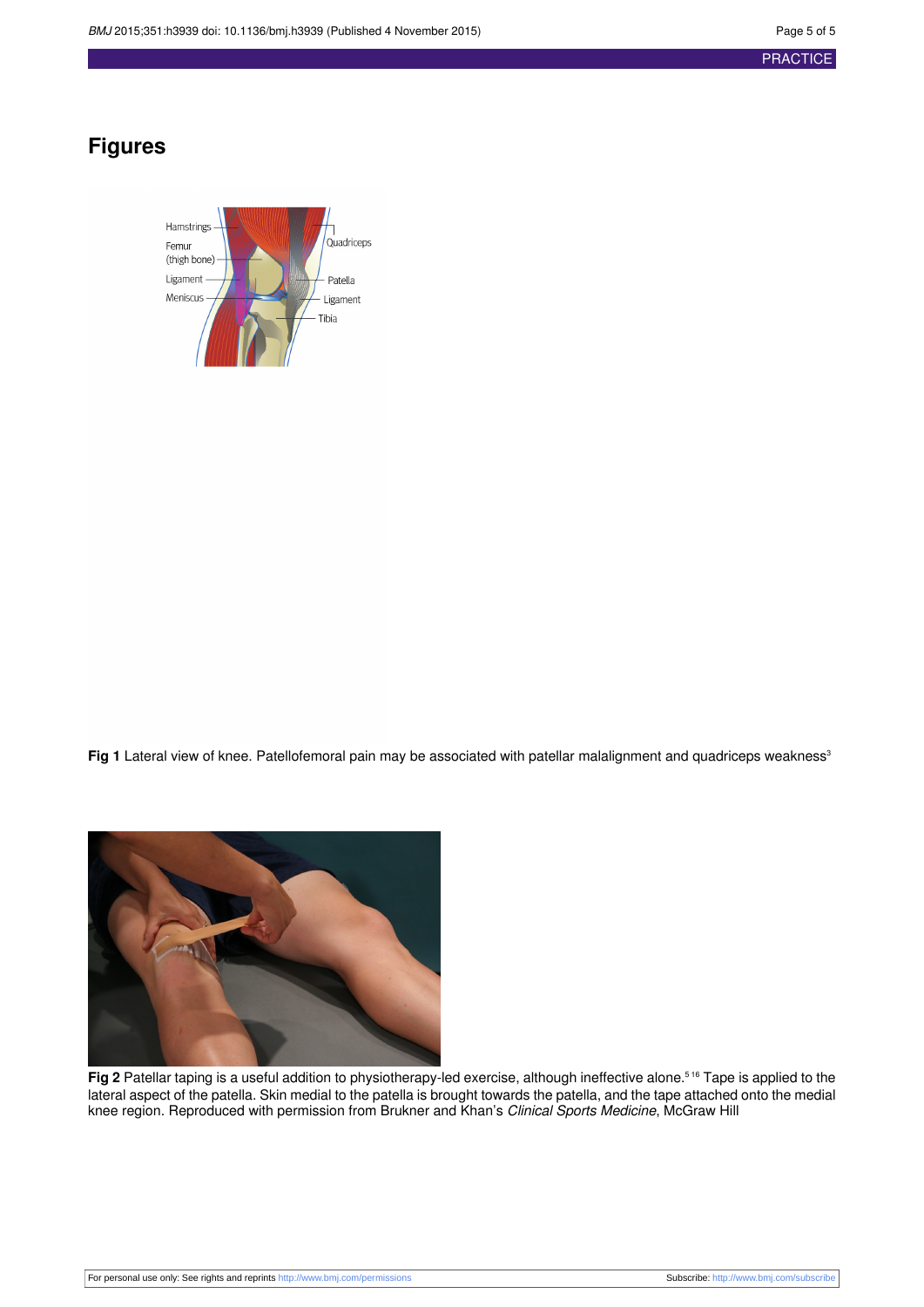# Figures

Hamstrings

Femur
(thigh bone)

Ligament

Meniscus

Quadriceps

Patella

Ligament

Tibia

**Fig 1** Lateral view of knee. Patellofemoral pain may be associated with patellar malalignment and quadriceps weakness[3]

**Fig 2** Patellar taping is a useful addition to physiotherapy-led exercise, although ineffective alone.[5 16] Tape is applied to the lateral aspect of the patella. Skin medial to the patella is brought towards the patella, and the tape attached onto the medial knee region. Reproduced with permission from Brukner and Khan's *Clinical Sports Medicine*, McGraw Hill